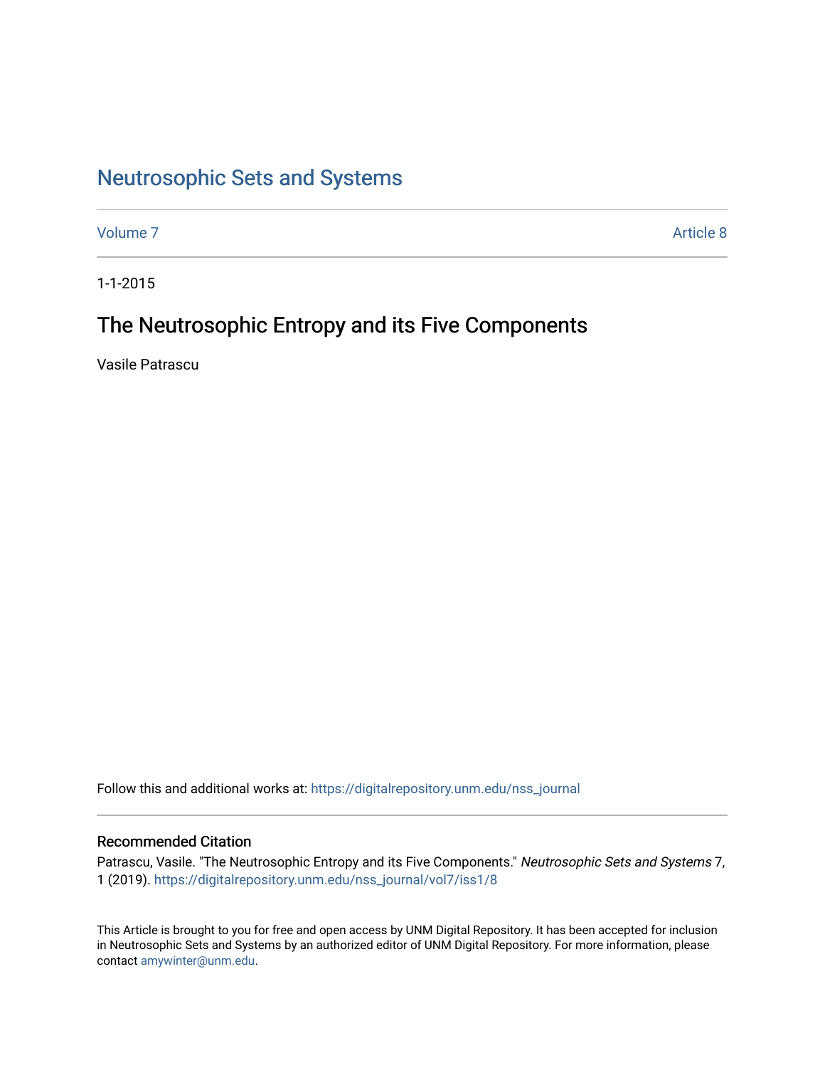# Neutrosophic Sets and Systems

Volume 7 Article 8

1-1-2015

## The Neutrosophic Entropy and its Five Components

Vasile Patrascu

Follow this and additional works at: https://digitalrepository.unm.edu/nss_journal

### Recommended Citation

Patrascu, Vasile. "The Neutrosophic Entropy and its Five Components." *Neutrosophic Sets and Systems* 7, 1 (2019). https://digitalrepository.unm.edu/nss_journal/vol7/iss1/8

This Article is brought to you for free and open access by UNM Digital Repository. It has been accepted for inclusion in Neutrosophic Sets and Systems by an authorized editor of UNM Digital Repository. For more information, please contact amywinter@unm.edu.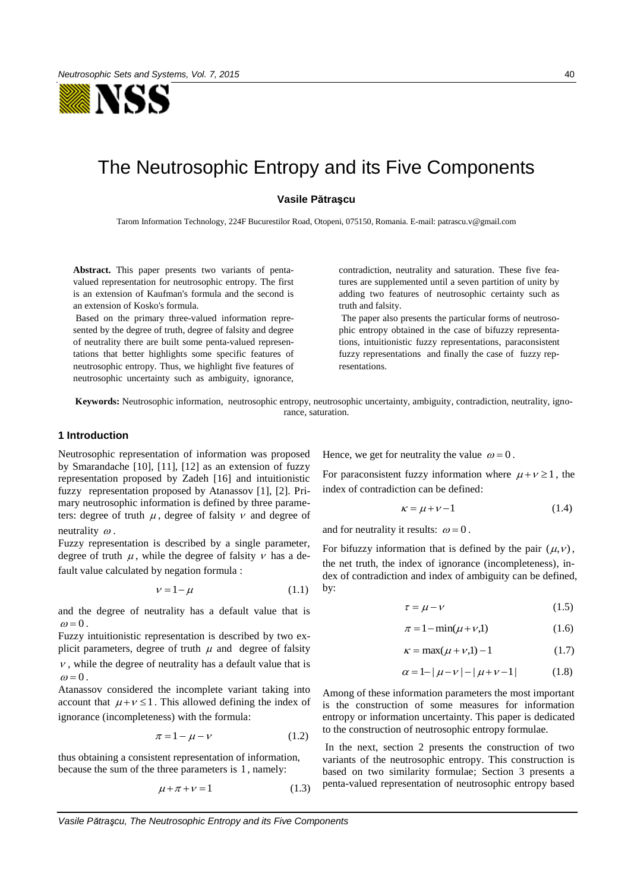# The Neutrosophic Entropy and its Five Components

**Vasile Pătraşcu**

Tarom Information Technology, 224F Bucurestilor Road, Otopeni, 075150, Romania. E-mail: patrascu.v@gmail.com

**Abstract.** This paper presents two variants of penta-valued representation for neutrosophic entropy. The first is an extension of Kaufman's formula and the second is an extension of Kosko's formula.

Based on the primary three-valued information represented by the degree of truth, degree of falsity and degree of neutrality there are built some penta-valued representations that better highlights some specific features of neutrosophic entropy. Thus, we highlight five features of neutrosophic uncertainty such as ambiguity, ignorance, contradiction, neutrality and saturation. These five features are supplemented until a seven partition of unity by adding two features of neutrosophic certainty such as truth and falsity.

The paper also presents the particular forms of neutrosophic entropy obtained in the case of bifuzzy representations, intuitionistic fuzzy representations, paraconsistent fuzzy representations and finally the case of fuzzy representations.

**Keywords:** Neutrosophic information, neutrosophic entropy, neutrosophic uncertainty, ambiguity, contradiction, neutrality, ignorance, saturation.

## 1 Introduction

Neutrosophic representation of information was proposed by Smarandache [10], [11], [12] as an extension of fuzzy representation proposed by Zadeh [16] and intuitionistic fuzzy representation proposed by Atanassov [1], [2]. Primary neutrosophic information is defined by three parameters: degree of truth $\mu$, degree of falsity $\nu$ and degree of neutrality $\omega$.

Fuzzy representation is described by a single parameter, degree of truth $\mu$, while the degree of falsity $\nu$ has a default value calculated by negation formula :

$$\nu = 1 - \mu \tag{1.1}$$

and the degree of neutrality has a default value that is $\omega = 0$.

Fuzzy intuitionistic representation is described by two explicit parameters, degree of truth $\mu$ and degree of falsity $\nu$, while the degree of neutrality has a default value that is $\omega = 0$.

Atanassov considered the incomplete variant taking into account that $\mu + \nu \leq 1$. This allowed defining the index of ignorance (incompleteness) with the formula:

$$\pi = 1 - \mu - \nu \tag{1.2}$$

thus obtaining a consistent representation of information, because the sum of the three parameters is 1, namely:

$$\mu + \pi + \nu = 1 \tag{1.3}$$

Hence, we get for neutrality the value $\omega = 0$.

For paraconsistent fuzzy information where $\mu + \nu \geq 1$, the index of contradiction can be defined:

$$\kappa = \mu + \nu - 1 \tag{1.4}$$

and for neutrality it results: $\omega = 0$.

For bifuzzy information that is defined by the pair $(\mu, \nu)$, the net truth, the index of ignorance (incompleteness), index of contradiction and index of ambiguity can be defined, by:

$$\tau = \mu - \nu \tag{1.5}$$

$$\pi = 1 - \min(\mu + \nu, 1) \tag{1.6}$$

$$\kappa = \max(\mu + \nu, 1) - 1 \tag{1.7}$$

$$\alpha = 1 - |\mu - \nu| - |\mu + \nu - 1| \tag{1.8}$$

Among of these information parameters the most important is the construction of some measures for information entropy or information uncertainty. This paper is dedicated to the construction of neutrosophic entropy formulae.

In the next, section 2 presents the construction of two variants of the neutrosophic entropy. This construction is based on two similarity formulae; Section 3 presents a penta-valued representation of neutrosophic entropy based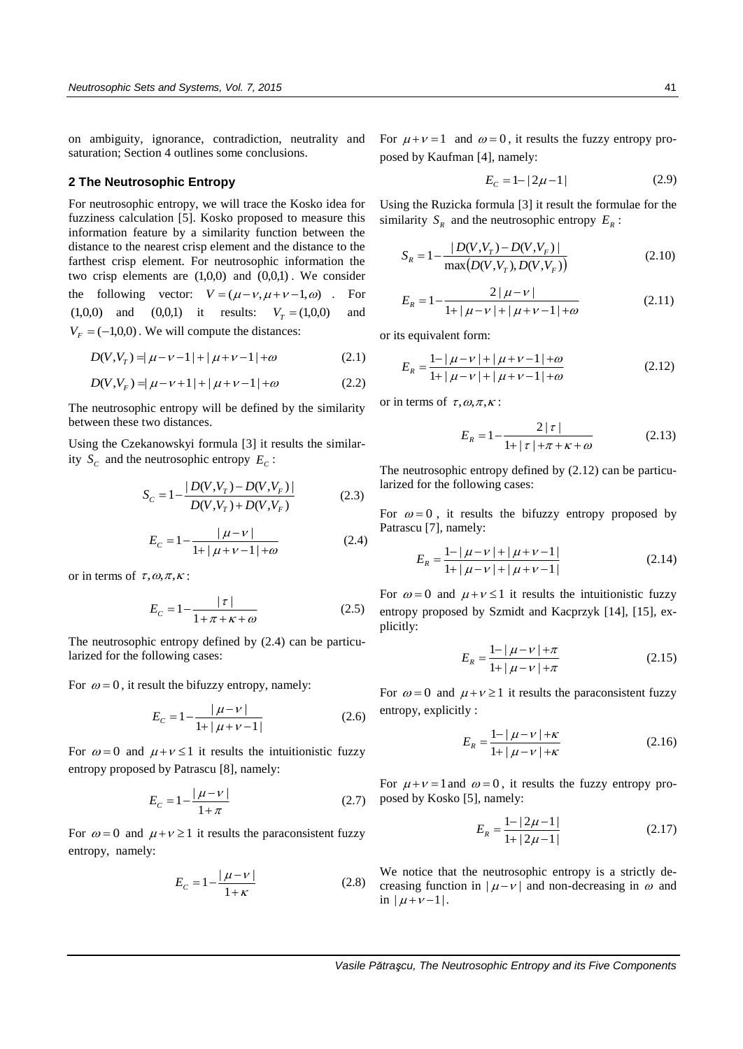on ambiguity, ignorance, contradiction, neutrality and saturation; Section 4 outlines some conclusions.

## 2 The Neutrosophic Entropy

For neutrosophic entropy, we will trace the Kosko idea for fuzziness calculation [5]. Kosko proposed to measure this information feature by a similarity function between the distance to the nearest crisp element and the distance to the farthest crisp element. For neutrosophic information the two crisp elements are $(1,0,0)$ and $(0,0,1)$. We consider the following vector: $V = (\mu - \nu, \mu + \nu - 1, \omega)$. For $(1,0,0)$ and $(0,0,1)$ it results: $V_T = (1,0,0)$ and $V_F = (-1,0,0)$. We will compute the distances:

$$D(V,V_T) = |\mu - \nu - 1| + |\mu + \nu - 1| + \omega \tag{2.1}$$

$$D(V,V_F) = |\mu - \nu + 1| + |\mu + \nu - 1| + \omega \tag{2.2}$$

The neutrosophic entropy will be defined by the similarity between these two distances.

Using the Czekanowskyi formula [3] it results the similarity $S_C$ and the neutrosophic entropy $E_C$:

$$S_C = 1 - \frac{|D(V,V_T) - D(V,V_F)|}{D(V,V_T) + D(V,V_F)} \tag{2.3}$$

$$E_C = 1 - \frac{|\mu - \nu|}{1 + |\mu + \nu - 1| + \omega} \tag{2.4}$$

or in terms of $\tau, \omega, \pi, \kappa$:

$$E_C = 1 - \frac{|\tau|}{1 + \pi + \kappa + \omega} \tag{2.5}$$

The neutrosophic entropy defined by (2.4) can be particularized for the following cases:

For $\omega = 0$, it result the bifuzzy entropy, namely:

$$E_C = 1 - \frac{|\mu - \nu|}{1 + |\mu + \nu - 1|} \tag{2.6}$$

For $\omega = 0$ and $\mu + \nu \le 1$ it results the intuitionistic fuzzy entropy proposed by Patrascu [8], namely:

$$E_C = 1 - \frac{|\mu - \nu|}{1 + \pi} \tag{2.7}$$

For $\omega = 0$ and $\mu + \nu \ge 1$ it results the paraconsistent fuzzy entropy, namely:

$$E_C = 1 - \frac{|\mu - \nu|}{1 + \kappa} \tag{2.8}$$

For $\mu + \nu = 1$ and $\omega = 0$, it results the fuzzy entropy proposed by Kaufman [4], namely:

$$E_C = 1 - |2\mu - 1| \tag{2.9}$$

Using the Ruzicka formula [3] it result the formulae for the similarity $S_R$ and the neutrosophic entropy $E_R$:

$$S_R = 1 - \frac{|D(V,V_T) - D(V,V_F)|}{\max\left(D(V,V_T), D(V,V_F)\right)} \tag{2.10}$$

$$E_R = 1 - \frac{2|\mu - \nu|}{1 + |\mu - \nu| + |\mu + \nu - 1| + \omega} \tag{2.11}$$

or its equivalent form:

$$E_R = \frac{1 - |\mu - \nu| + |\mu + \nu - 1| + \omega}{1 + |\mu - \nu| + |\mu + \nu - 1| + \omega} \tag{2.12}$$

or in terms of $\tau, \omega, \pi, \kappa$:

$$E_R = 1 - \frac{2|\tau|}{1 + |\tau| + \pi + \kappa + \omega} \tag{2.13}$$

The neutrosophic entropy defined by (2.12) can be particularized for the following cases:

For $\omega = 0$, it results the bifuzzy entropy proposed by Patrascu [7], namely:

$$E_R = \frac{1 - |\mu - \nu| + |\mu + \nu - 1|}{1 + |\mu - \nu| + |\mu + \nu - 1|} \tag{2.14}$$

For $\omega = 0$ and $\mu + \nu \le 1$ it results the intuitionistic fuzzy entropy proposed by Szmidt and Kacprzyk [14], [15], explicitly:

$$E_R = \frac{1 - |\mu - \nu| + \pi}{1 + |\mu - \nu| + \pi} \tag{2.15}$$

For $\omega = 0$ and $\mu + \nu \ge 1$ it results the paraconsistent fuzzy entropy, explicitly :

$$E_R = \frac{1 - |\mu - \nu| + \kappa}{1 + |\mu - \nu| + \kappa} \tag{2.16}$$

For $\mu + \nu = 1$ and $\omega = 0$, it results the fuzzy entropy proposed by Kosko [5], namely:

$$E_R = \frac{1 - |2\mu - 1|}{1 + |2\mu - 1|} \tag{2.17}$$

We notice that the neutrosophic entropy is a strictly decreasing function in $|\mu - \nu|$ and non-decreasing in $\omega$ and in $|\mu + \nu - 1|$.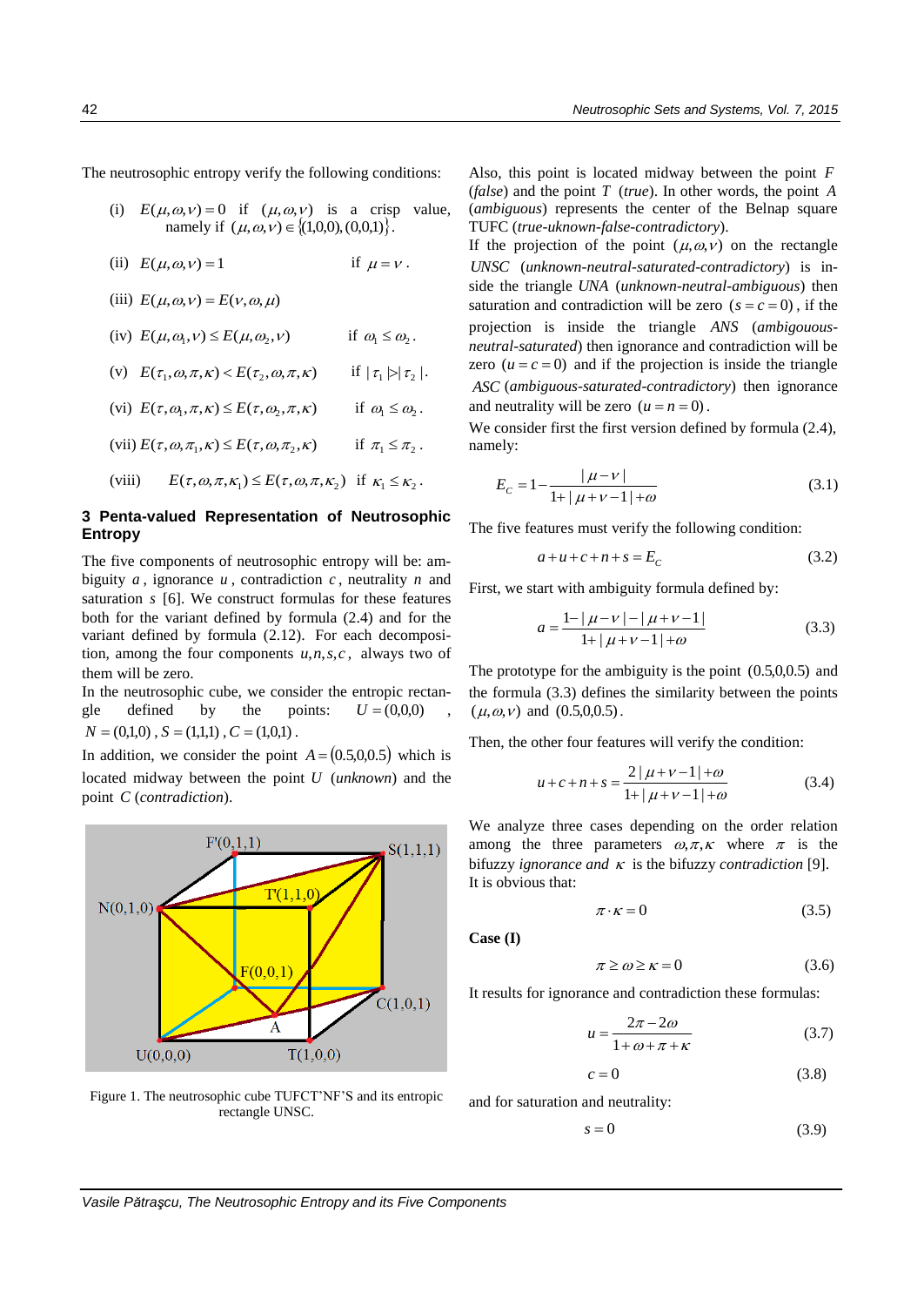The neutrosophic entropy verify the following conditions:

(i) $E(\mu,\omega,\nu)=0$ if $(\mu,\omega,\nu)$ is a crisp value, namely if $(\mu,\omega,\nu)\in\{(1,0,0),(0,0,1)\}$.

(ii) $E(\mu,\omega,\nu)=1$ if $\mu=\nu$.

(iii) $E(\mu,\omega,\nu)=E(\nu,\omega,\mu)$

(iv) $E(\mu,\omega_1,\nu)\le E(\mu,\omega_2,\nu)$ if $\omega_1\le\omega_2$.

(v) $E(\tau_1,\omega,\pi,\kappa)<E(\tau_2,\omega,\pi,\kappa)$ if $|\tau_1|>|\tau_2|$.

(vi) $E(\tau,\omega_1,\pi,\kappa)\le E(\tau,\omega_2,\pi,\kappa)$ if $\omega_1\le\omega_2$.

(vii) $E(\tau,\omega,\pi_1,\kappa)\le E(\tau,\omega,\pi_2,\kappa)$ if $\pi_1\le\pi_2$.

(viii) $E(\tau,\omega,\pi,\kappa_1)\le E(\tau,\omega,\pi,\kappa_2)$ if $\kappa_1\le\kappa_2$.

## 3 Penta-valued Representation of Neutrosophic Entropy

The five components of neutrosophic entropy will be: ambiguity $a$, ignorance $u$, contradiction $c$, neutrality $n$ and saturation $s$ [6]. We construct formulas for these features both for the variant defined by formula (2.4) and for the variant defined by formula (2.12). For each decomposition, among the four components $u,n,s,c$, always two of them will be zero.

In the neutrosophic cube, we consider the entropic rectangle defined by the points: $U=(0,0,0)$, $N=(0,1,0)$, $S=(1,1,1)$, $C=(1,0,1)$.

In addition, we consider the point $A=(0.5,0,0.5)$ which is located midway between the point $U$ (*unknown*) and the point $C$ (*contradiction*).

Figure 1. The neutrosophic cube TUFCT'NF'S and its entropic rectangle UNSC.

Also, this point is located midway between the point $F$ (*false*) and the point $T$ (*true*). In other words, the point $A$ (*ambiguous*) represents the center of the Belnap square TUFC (*true-uknown-false-contradictory*).

If the projection of the point $(\mu,\omega,\nu)$ on the rectangle *UNSC* (*unknown-neutral-saturated-contradictory*) is inside the triangle *UNA* (*unknown-neutral-ambiguous*) then saturation and contradiction will be zero $(s=c=0)$, if the projection is inside the triangle *ANS* (*ambigouous-neutral-saturated*) then ignorance and contradiction will be zero $(u=c=0)$ and if the projection is inside the triangle *ASC* (*ambiguous-saturated-contradictory*) then ignorance and neutrality will be zero $(u=n=0)$.

We consider first the first version defined by formula (2.4), namely:

$$E_C=1-\frac{|\mu-\nu|}{1+|\mu+\nu-1|+\omega} \tag{3.1}$$

The five features must verify the following condition:

$$a+u+c+n+s=E_C \tag{3.2}$$

First, we start with ambiguity formula defined by:

$$a=\frac{1-|\mu-\nu|-|\mu+\nu-1|}{1+|\mu+\nu-1|+\omega} \tag{3.3}$$

The prototype for the ambiguity is the point $(0.5,0,0.5)$ and the formula (3.3) defines the similarity between the points $(\mu,\omega,\nu)$ and $(0.5,0,0.5)$.

Then, the other four features will verify the condition:

$$u+c+n+s=\frac{2|\mu+\nu-1|+\omega}{1+|\mu+\nu-1|+\omega} \tag{3.4}$$

We analyze three cases depending on the order relation among the three parameters $\omega,\pi,\kappa$ where $\pi$ is the bifuzzy *ignorance and* $\kappa$ is the bifuzzy *contradiction* [9]. It is obvious that:

$$\pi\cdot\kappa=0 \tag{3.5}$$

**Case (I)**

$$\pi\ge\omega\ge\kappa=0 \tag{3.6}$$

It results for ignorance and contradiction these formulas:

$$u=\frac{2\pi-2\omega}{1+\omega+\pi+\kappa} \tag{3.7}$$

$$c=0 \tag{3.8}$$

and for saturation and neutrality:

$$s=0 \tag{3.9}$$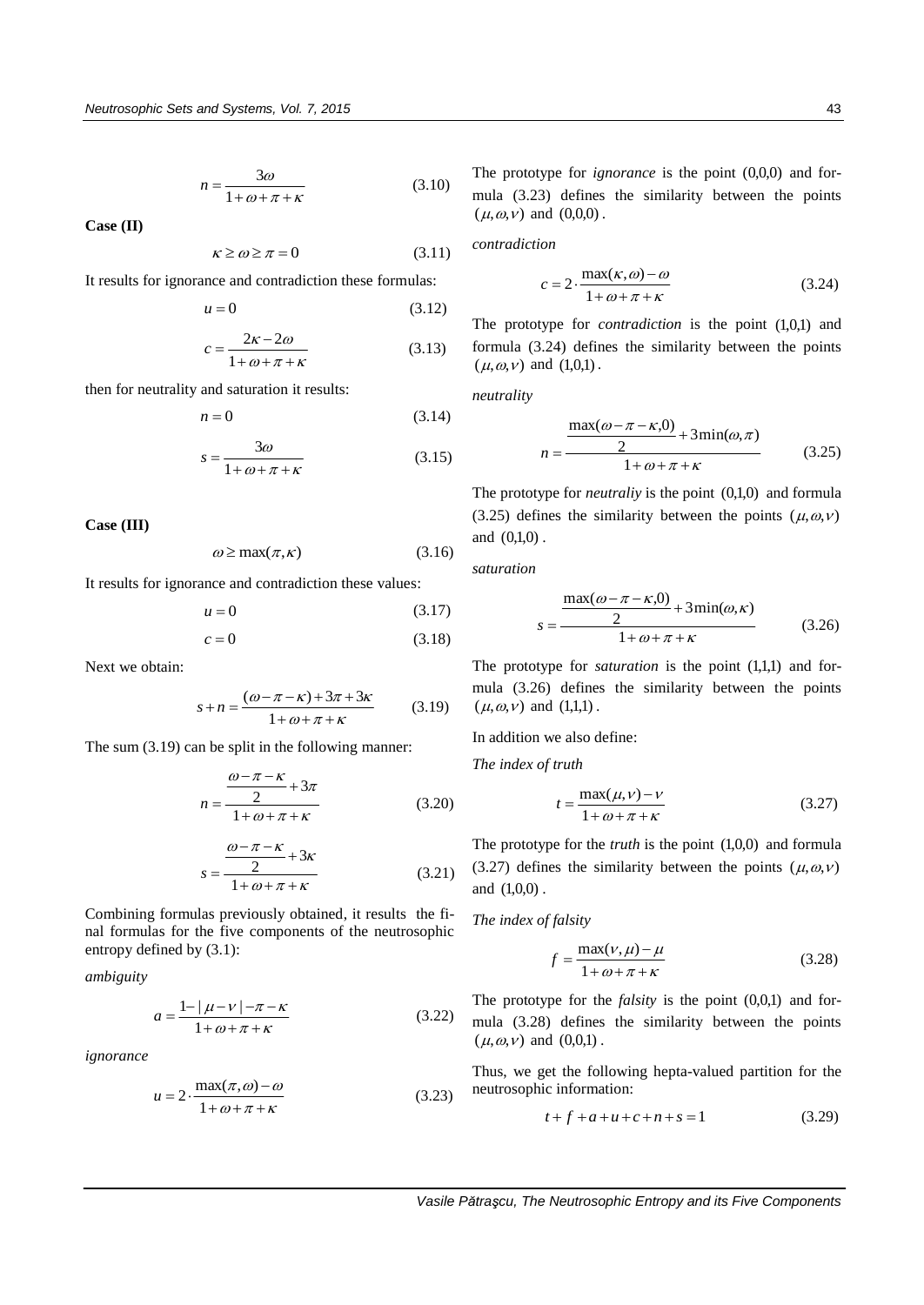$$n = \frac{3\omega}{1+\omega+\pi+\kappa} \tag{3.10}$$

**Case (II)**

$$\kappa \geq \omega \geq \pi = 0 \tag{3.11}$$

It results for ignorance and contradiction these formulas:

$$u = 0 \tag{3.12}$$

$$c = \frac{2\kappa - 2\omega}{1+\omega+\pi+\kappa} \tag{3.13}$$

then for neutrality and saturation it results:

$$n = 0 \tag{3.14}$$

$$s = \frac{3\omega}{1+\omega+\pi+\kappa} \tag{3.15}$$

**Case (III)**

$$\omega \geq \max(\pi, \kappa) \tag{3.16}$$

It results for ignorance and contradiction these values:

$$u = 0 \tag{3.17}$$

$$c = 0 \tag{3.18}$$

Next we obtain:

$$s + n = \frac{(\omega - \pi - \kappa) + 3\pi + 3\kappa}{1+\omega+\pi+\kappa} \tag{3.19}$$

The sum (3.19) can be split in the following manner:

$$n = \frac{\frac{\omega - \pi - \kappa}{2} + 3\pi}{1+\omega+\pi+\kappa} \tag{3.20}$$

$$s = \frac{\frac{\omega - \pi - \kappa}{2} + 3\kappa}{1+\omega+\pi+\kappa} \tag{3.21}$$

Combining formulas previously obtained, it results the final formulas for the five components of the neutrosophic entropy defined by (3.1):

*ambiguity*

$$a = \frac{1 - |\mu - \nu| - \pi - \kappa}{1+\omega+\pi+\kappa} \tag{3.22}$$

*ignorance*

$$u = 2 \cdot \frac{\max(\pi, \omega) - \omega}{1+\omega+\pi+\kappa} \tag{3.23}$$

The prototype for *ignorance* is the point $(0{,}0{,}0)$ and formula (3.23) defines the similarity between the points $(\mu, \omega, \nu)$ and $(0{,}0{,}0)$.

*contradiction*

$$c = 2 \cdot \frac{\max(\kappa, \omega) - \omega}{1+\omega+\pi+\kappa} \tag{3.24}$$

The prototype for *contradiction* is the point $(1{,}0{,}1)$ and formula (3.24) defines the similarity between the points $(\mu, \omega, \nu)$ and $(1{,}0{,}1)$.

*neutrality*

$$n = \frac{\frac{\max(\omega - \pi - \kappa, 0)}{2} + 3\min(\omega, \pi)}{1+\omega+\pi+\kappa} \tag{3.25}$$

The prototype for *neutraliy* is the point $(0{,}1{,}0)$ and formula (3.25) defines the similarity between the points $(\mu, \omega, \nu)$ and $(0{,}1{,}0)$.

*saturation*

$$s = \frac{\frac{\max(\omega - \pi - \kappa, 0)}{2} + 3\min(\omega, \kappa)}{1+\omega+\pi+\kappa} \tag{3.26}$$

The prototype for *saturation* is the point $(1{,}1{,}1)$ and formula (3.26) defines the similarity between the points $(\mu, \omega, \nu)$ and $(1{,}1{,}1)$.

In addition we also define:

*The index of truth*

$$t = \frac{\max(\mu, \nu) - \nu}{1+\omega+\pi+\kappa} \tag{3.27}$$

The prototype for the *truth* is the point $(1{,}0{,}0)$ and formula (3.27) defines the similarity between the points $(\mu, \omega, \nu)$ and $(1{,}0{,}0)$.

*The index of falsity*

$$f = \frac{\max(\nu, \mu) - \mu}{1+\omega+\pi+\kappa} \tag{3.28}$$

The prototype for the *falsity* is the point $(0{,}0{,}1)$ and formula (3.28) defines the similarity between the points $(\mu, \omega, \nu)$ and $(0{,}0{,}1)$.

Thus, we get the following hepta-valued partition for the neutrosophic information:

$$t + f + a + u + c + n + s = 1 \tag{3.29}$$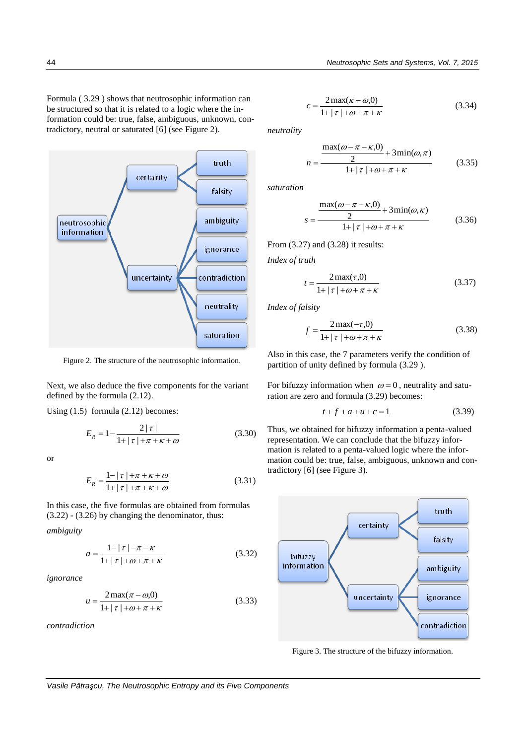Formula ( 3.29 ) shows that neutrosophic information can be structured so that it is related to a logic where the information could be: true, false, ambiguous, unknown, contradictory, neutral or saturated [6] (see Figure 2).

Figure 2. The structure of the neutrosophic information.

Next, we also deduce the five components for the variant defined by the formula (2.12).

Using (1.5) formula (2.12) becomes:

$$E_R = 1 - \frac{2|\tau|}{1+|\tau|+\pi+\kappa+\omega} \tag{3.30}$$

or

$$E_R = \frac{1-|\tau|+\pi+\kappa+\omega}{1+|\tau|+\pi+\kappa+\omega} \tag{3.31}$$

In this case, the five formulas are obtained from formulas (3.22) - (3.26) by changing the denominator, thus:

*ambiguity*

$$a = \frac{1-|\tau|-\pi-\kappa}{1+|\tau|+\omega+\pi+\kappa} \tag{3.32}$$

*ignorance*

$$u = \frac{2\max(\pi-\omega,0)}{1+|\tau|+\omega+\pi+\kappa} \tag{3.33}$$

*contradiction*

$$c = \frac{2\max(\kappa-\omega,0)}{1+|\tau|+\omega+\pi+\kappa} \tag{3.34}$$

*neutrality*

$$n = \frac{\frac{\max(\omega-\pi-\kappa,0)}{2}+3\min(\omega,\pi)}{1+|\tau|+\omega+\pi+\kappa} \tag{3.35}$$

*saturation*

$$s = \frac{\frac{\max(\omega-\pi-\kappa,0)}{2}+3\min(\omega,\kappa)}{1+|\tau|+\omega+\pi+\kappa} \tag{3.36}$$

From (3.27) and (3.28) it results:

*Index of truth*

$$t = \frac{2\max(\tau,0)}{1+|\tau|+\omega+\pi+\kappa} \tag{3.37}$$

*Index of falsity*

$$f = \frac{2\max(-\tau,0)}{1+|\tau|+\omega+\pi+\kappa} \tag{3.38}$$

Also in this case, the 7 parameters verify the condition of partition of unity defined by formula (3.29 ).

For bifuzzy information when $\omega = 0$, neutrality and saturation are zero and formula (3.29) becomes:

$$t + f + a + u + c = 1 \tag{3.39}$$

Thus, we obtained for bifuzzy information a penta-valued representation. We can conclude that the bifuzzy information is related to a penta-valued logic where the information could be: true, false, ambiguous, unknown and contradictory [6] (see Figure 3).

Figure 3. The structure of the bifuzzy information.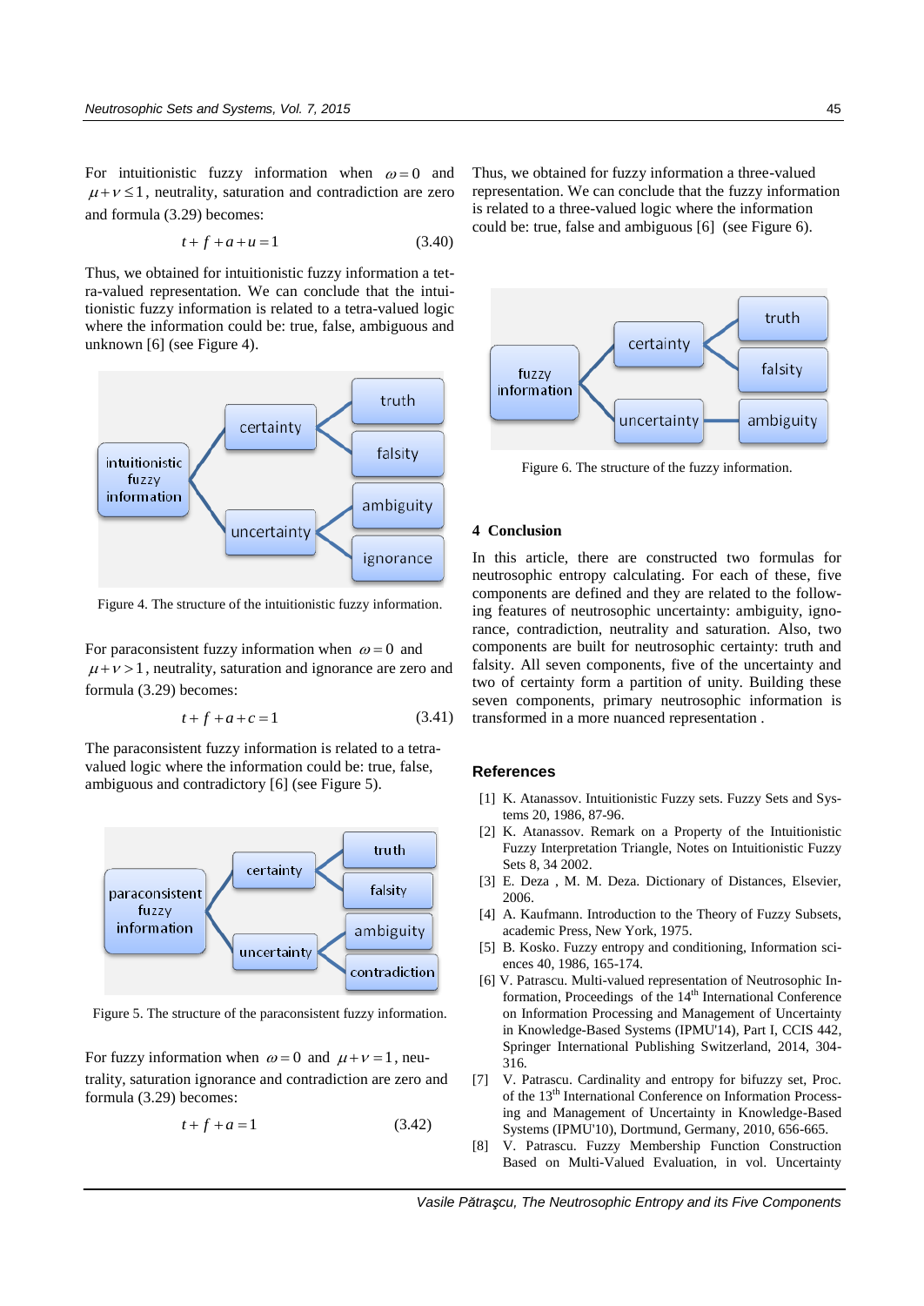For intuitionistic fuzzy information when $\omega = 0$ and $\mu + \nu \le 1$, neutrality, saturation and contradiction are zero and formula (3.29) becomes:

$$t + f + a + u = 1 \quad (3.40)$$

Thus, we obtained for intuitionistic fuzzy information a tetra-valued representation. We can conclude that the intuitionistic fuzzy information is related to a tetra-valued logic where the information could be: true, false, ambiguous and unknown [6] (see Figure 4).

Figure 4. The structure of the intuitionistic fuzzy information.

For paraconsistent fuzzy information when $\omega = 0$ and $\mu + \nu > 1$, neutrality, saturation and ignorance are zero and formula (3.29) becomes:

$$t + f + a + c = 1 \quad (3.41)$$

The paraconsistent fuzzy information is related to a tetra-valued logic where the information could be: true, false, ambiguous and contradictory [6] (see Figure 5).

Figure 5. The structure of the paraconsistent fuzzy information.

For fuzzy information when $\omega = 0$ and $\mu + \nu = 1$, neutrality, saturation ignorance and contradiction are zero and formula (3.29) becomes:

$$t + f + a = 1 \quad (3.42)$$

Thus, we obtained for fuzzy information a three-valued representation. We can conclude that the fuzzy information is related to a three-valued logic where the information could be: true, false and ambiguous [6] (see Figure 6).

Figure 6. The structure of the fuzzy information.

## 4 Conclusion

In this article, there are constructed two formulas for neutrosophic entropy calculating. For each of these, five components are defined and they are related to the following features of neutrosophic uncertainty: ambiguity, ignorance, contradiction, neutrality and saturation. Also, two components are built for neutrosophic certainty: truth and falsity. All seven components, five of the uncertainty and two of certainty form a partition of unity. Building these seven components, primary neutrosophic information is transformed in a more nuanced representation .

## References

[1] K. Atanassov. Intuitionistic Fuzzy sets. Fuzzy Sets and Systems 20, 1986, 87-96.

[2] K. Atanassov. Remark on a Property of the Intuitionistic Fuzzy Interpretation Triangle, Notes on Intuitionistic Fuzzy Sets 8, 34 2002.

[3] E. Deza , M. M. Deza. Dictionary of Distances, Elsevier, 2006.

[4] A. Kaufmann. Introduction to the Theory of Fuzzy Subsets, academic Press, New York, 1975.

[5] B. Kosko. Fuzzy entropy and conditioning, Information sciences 40, 1986, 165-174.

[6] V. Patrascu. Multi-valued representation of Neutrosophic Information, Proceedings of the 14th International Conference on Information Processing and Management of Uncertainty in Knowledge-Based Systems (IPMU'14), Part I, CCIS 442, Springer International Publishing Switzerland, 2014, 304-316.

[7] V. Patrascu. Cardinality and entropy for bifuzzy set, Proc. of the 13th International Conference on Information Processing and Management of Uncertainty in Knowledge-Based Systems (IPMU'10), Dortmund, Germany, 2010, 656-665.

[8] V. Patrascu. Fuzzy Membership Function Construction Based on Multi-Valued Evaluation, in vol. Uncertainty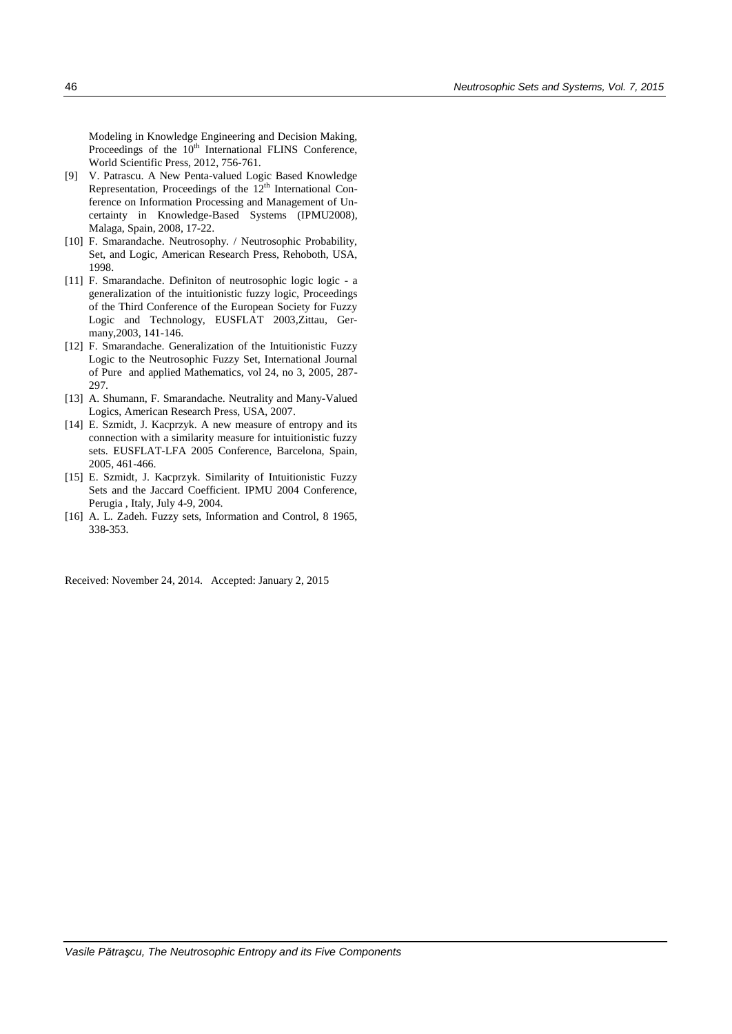Modeling in Knowledge Engineering and Decision Making, Proceedings of the 10th International FLINS Conference, World Scientific Press, 2012, 756-761.

[9] V. Patrascu. A New Penta-valued Logic Based Knowledge Representation, Proceedings of the 12th International Conference on Information Processing and Management of Uncertainty in Knowledge-Based Systems (IPMU2008), Malaga, Spain, 2008, 17-22.

[10] F. Smarandache. Neutrosophy. / Neutrosophic Probability, Set, and Logic, American Research Press, Rehoboth, USA, 1998.

[11] F. Smarandache. Definiton of neutrosophic logic logic - a generalization of the intuitionistic fuzzy logic, Proceedings of the Third Conference of the European Society for Fuzzy Logic and Technology, EUSFLAT 2003,Zittau, Germany,2003, 141-146.

[12] F. Smarandache. Generalization of the Intuitionistic Fuzzy Logic to the Neutrosophic Fuzzy Set, International Journal of Pure and applied Mathematics, vol 24, no 3, 2005, 287-297.

[13] A. Shumann, F. Smarandache. Neutrality and Many-Valued Logics, American Research Press, USA, 2007.

[14] E. Szmidt, J. Kacprzyk. A new measure of entropy and its connection with a similarity measure for intuitionistic fuzzy sets. EUSFLAT-LFA 2005 Conference, Barcelona, Spain, 2005, 461-466.

[15] E. Szmidt, J. Kacprzyk. Similarity of Intuitionistic Fuzzy Sets and the Jaccard Coefficient. IPMU 2004 Conference, Perugia , Italy, July 4-9, 2004.

[16] A. L. Zadeh. Fuzzy sets, Information and Control, 8 1965, 338-353.

Received: November 24, 2014. Accepted: January 2, 2015